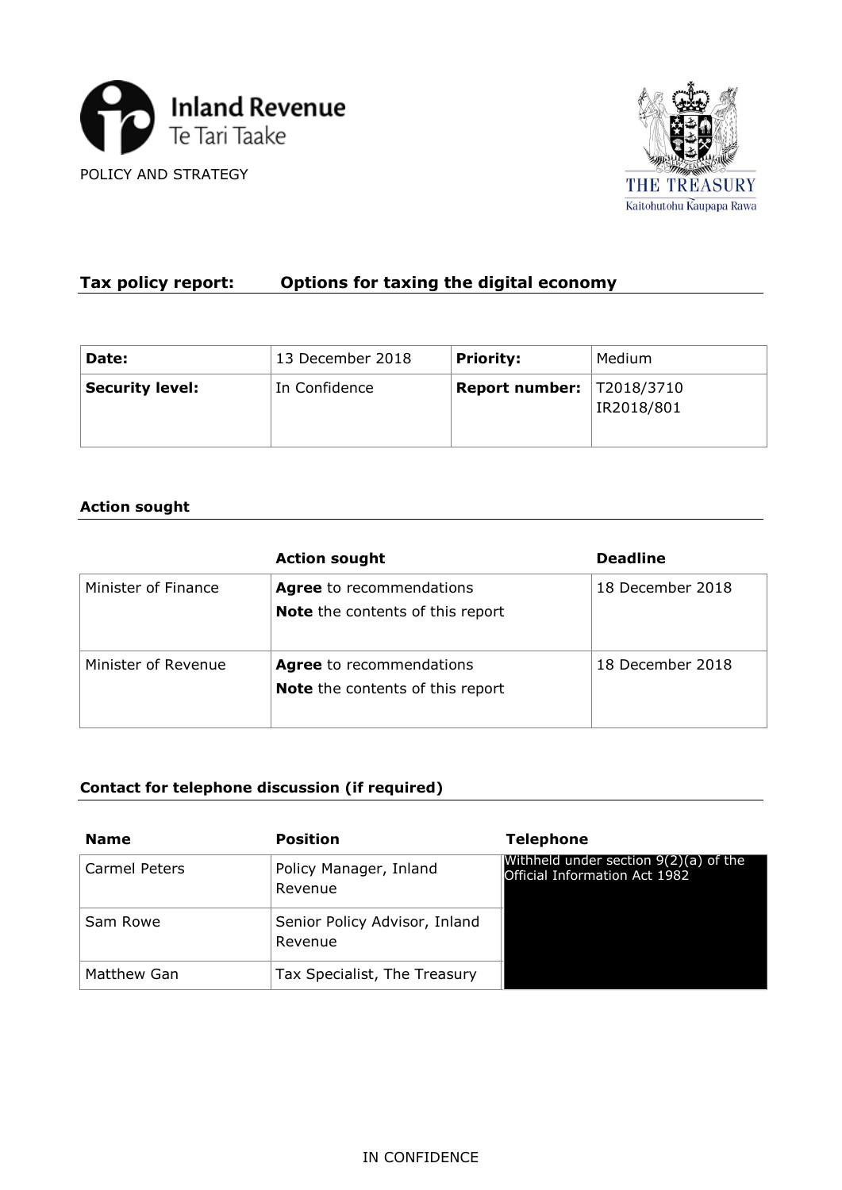Inland Revenue
Te Tari Taake

POLICY AND STRATEGY

THE TREASURY
Kaitohutohu Kaupapa Rawa

## Tax policy report: Options for taxing the digital economy

| **Date:** | 13 December 2018 | **Priority:** | Medium |
|---|---|---|---|
| **Security level:** | In Confidence | **Report number:** | T2018/3710<br>IR2018/801 |

### Action sought

| | Action sought | Deadline |
|---|---|---|
| Minister of Finance | **Agree** to recommendations<br>**Note** the contents of this report | 18 December 2018 |
| Minister of Revenue | **Agree** to recommendations<br>**Note** the contents of this report | 18 December 2018 |

### Contact for telephone discussion (if required)

| Name | Position | Telephone |
|---|---|---|
| Carmel Peters | Policy Manager, Inland Revenue | Withheld under section 9(2)(a) of the Official Information Act 1982 |
| Sam Rowe | Senior Policy Advisor, Inland Revenue | |
| Matthew Gan | Tax Specialist, The Treasury | |

IN CONFIDENCE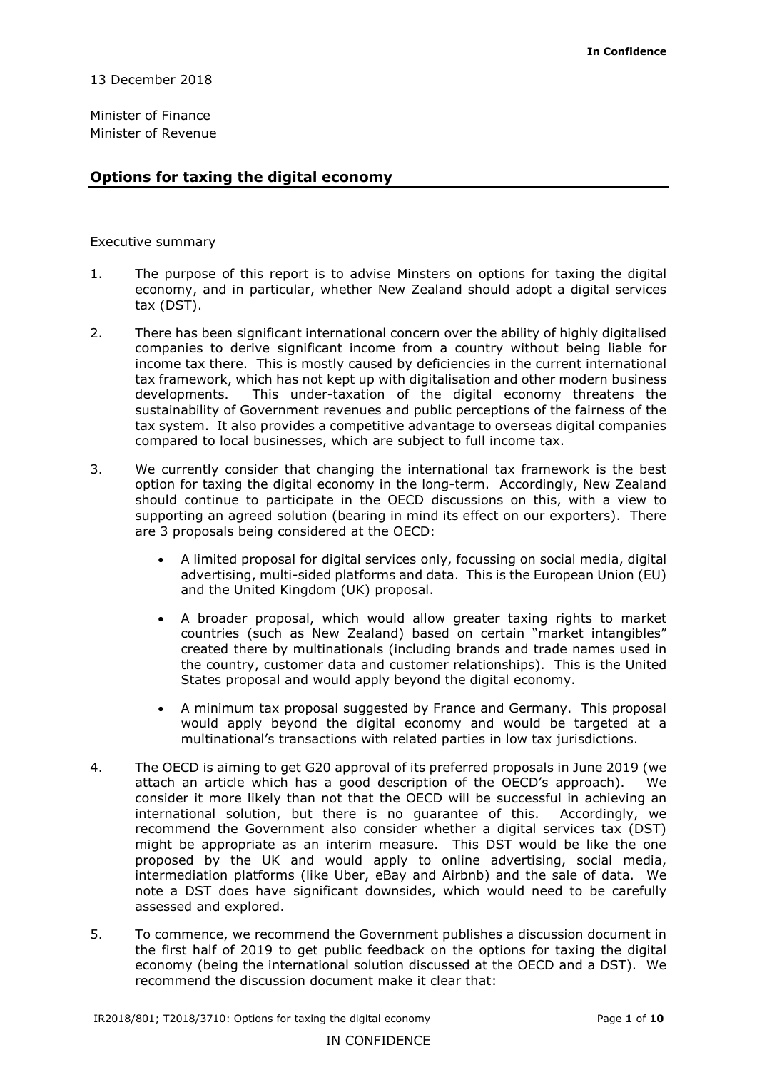13 December 2018

Minister of Finance
Minister of Revenue

## Options for taxing the digital economy

### Executive summary

1. The purpose of this report is to advise Minsters on options for taxing the digital economy, and in particular, whether New Zealand should adopt a digital services tax (DST).

2. There has been significant international concern over the ability of highly digitalised companies to derive significant income from a country without being liable for income tax there. This is mostly caused by deficiencies in the current international tax framework, which has not kept up with digitalisation and other modern business developments. This under-taxation of the digital economy threatens the sustainability of Government revenues and public perceptions of the fairness of the tax system. It also provides a competitive advantage to overseas digital companies compared to local businesses, which are subject to full income tax.

3. We currently consider that changing the international tax framework is the best option for taxing the digital economy in the long-term. Accordingly, New Zealand should continue to participate in the OECD discussions on this, with a view to supporting an agreed solution (bearing in mind its effect on our exporters). There are 3 proposals being considered at the OECD:

   - A limited proposal for digital services only, focussing on social media, digital advertising, multi-sided platforms and data. This is the European Union (EU) and the United Kingdom (UK) proposal.
   - A broader proposal, which would allow greater taxing rights to market countries (such as New Zealand) based on certain "market intangibles" created there by multinationals (including brands and trade names used in the country, customer data and customer relationships). This is the United States proposal and would apply beyond the digital economy.
   - A minimum tax proposal suggested by France and Germany. This proposal would apply beyond the digital economy and would be targeted at a multinational's transactions with related parties in low tax jurisdictions.

4. The OECD is aiming to get G20 approval of its preferred proposals in June 2019 (we attach an article which has a good description of the OECD's approach). We consider it more likely than not that the OECD will be successful in achieving an international solution, but there is no guarantee of this. Accordingly, we recommend the Government also consider whether a digital services tax (DST) might be appropriate as an interim measure. This DST would be like the one proposed by the UK and would apply to online advertising, social media, intermediation platforms (like Uber, eBay and Airbnb) and the sale of data. We note a DST does have significant downsides, which would need to be carefully assessed and explored.

5. To commence, we recommend the Government publishes a discussion document in the first half of 2019 to get public feedback on the options for taxing the digital economy (being the international solution discussed at the OECD and a DST). We recommend the discussion document make it clear that: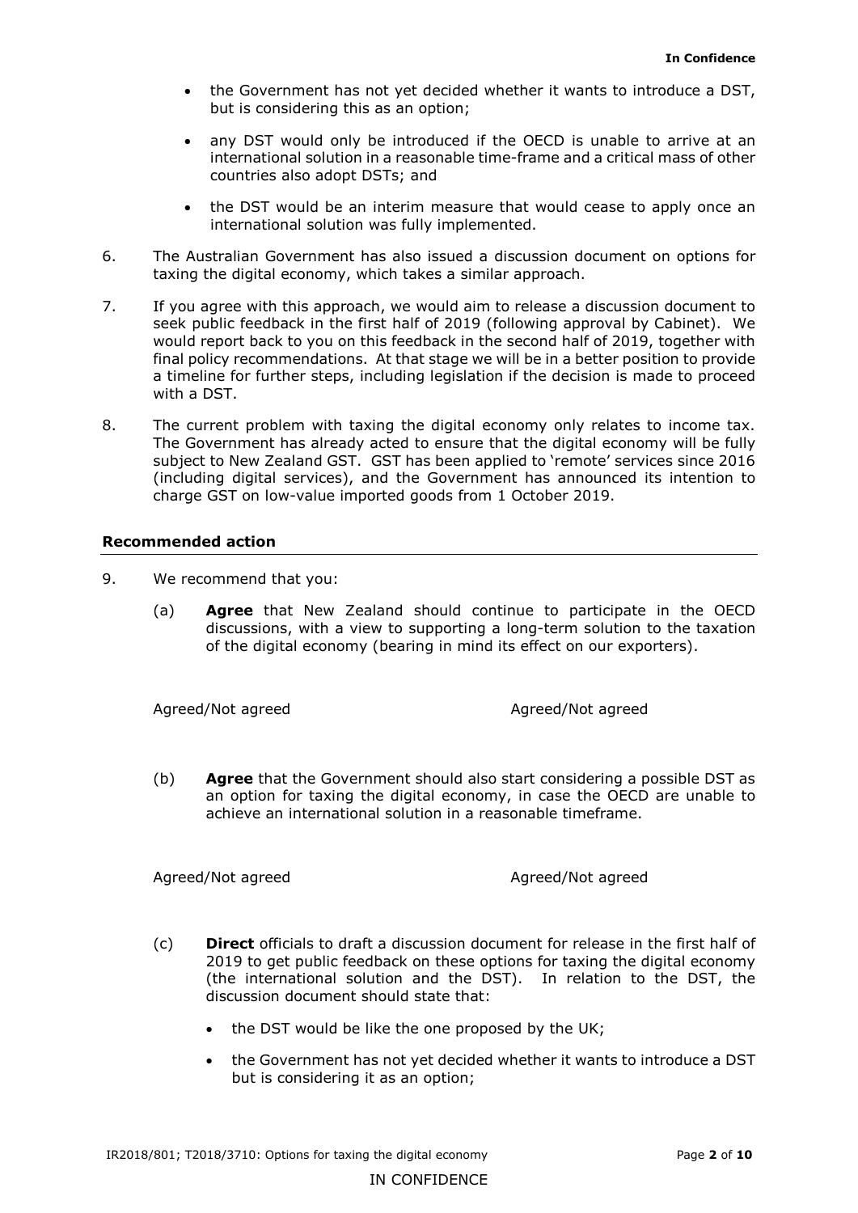- the Government has not yet decided whether it wants to introduce a DST, but is considering this as an option;
- any DST would only be introduced if the OECD is unable to arrive at an international solution in a reasonable time-frame and a critical mass of other countries also adopt DSTs; and
- the DST would be an interim measure that would cease to apply once an international solution was fully implemented.

6. The Australian Government has also issued a discussion document on options for taxing the digital economy, which takes a similar approach.

7. If you agree with this approach, we would aim to release a discussion document to seek public feedback in the first half of 2019 (following approval by Cabinet). We would report back to you on this feedback in the second half of 2019, together with final policy recommendations. At that stage we will be in a better position to provide a timeline for further steps, including legislation if the decision is made to proceed with a DST.

8. The current problem with taxing the digital economy only relates to income tax. The Government has already acted to ensure that the digital economy will be fully subject to New Zealand GST. GST has been applied to 'remote' services since 2016 (including digital services), and the Government has announced its intention to charge GST on low-value imported goods from 1 October 2019.

## Recommended action

9. We recommend that you:

   (a) **Agree** that New Zealand should continue to participate in the OECD discussions, with a view to supporting a long-term solution to the taxation of the digital economy (bearing in mind its effect on our exporters).

   Agreed/Not agreed　　　　　　　　Agreed/Not agreed

   (b) **Agree** that the Government should also start considering a possible DST as an option for taxing the digital economy, in case the OECD are unable to achieve an international solution in a reasonable timeframe.

   Agreed/Not agreed　　　　　　　　Agreed/Not agreed

   (c) **Direct** officials to draft a discussion document for release in the first half of 2019 to get public feedback on these options for taxing the digital economy (the international solution and the DST). In relation to the DST, the discussion document should state that:

   - the DST would be like the one proposed by the UK;
   - the Government has not yet decided whether it wants to introduce a DST but is considering it as an option;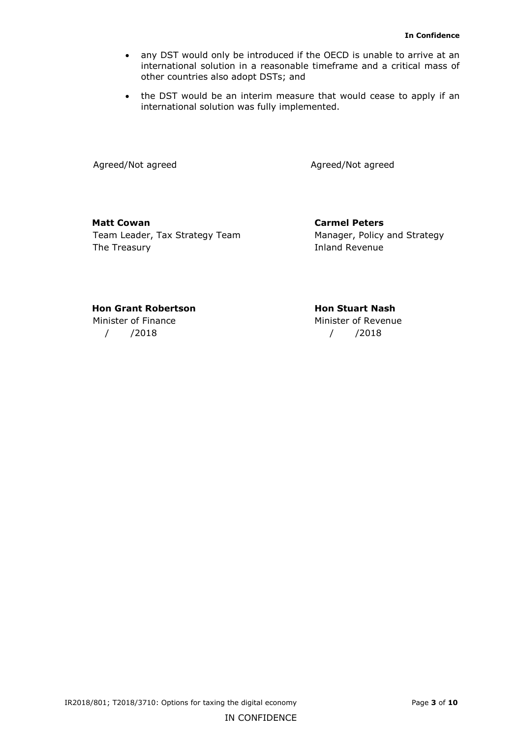- any DST would only be introduced if the OECD is unable to arrive at an international solution in a reasonable timeframe and a critical mass of other countries also adopt DSTs; and
- the DST would be an interim measure that would cease to apply if an international solution was fully implemented.

Agreed/Not agreed

Agreed/Not agreed

**Matt Cowan**
Team Leader, Tax Strategy Team
The Treasury

**Carmel Peters**
Manager, Policy and Strategy
Inland Revenue

**Hon Grant Robertson**
Minister of Finance
/ /2018

**Hon Stuart Nash**
Minister of Revenue
/ /2018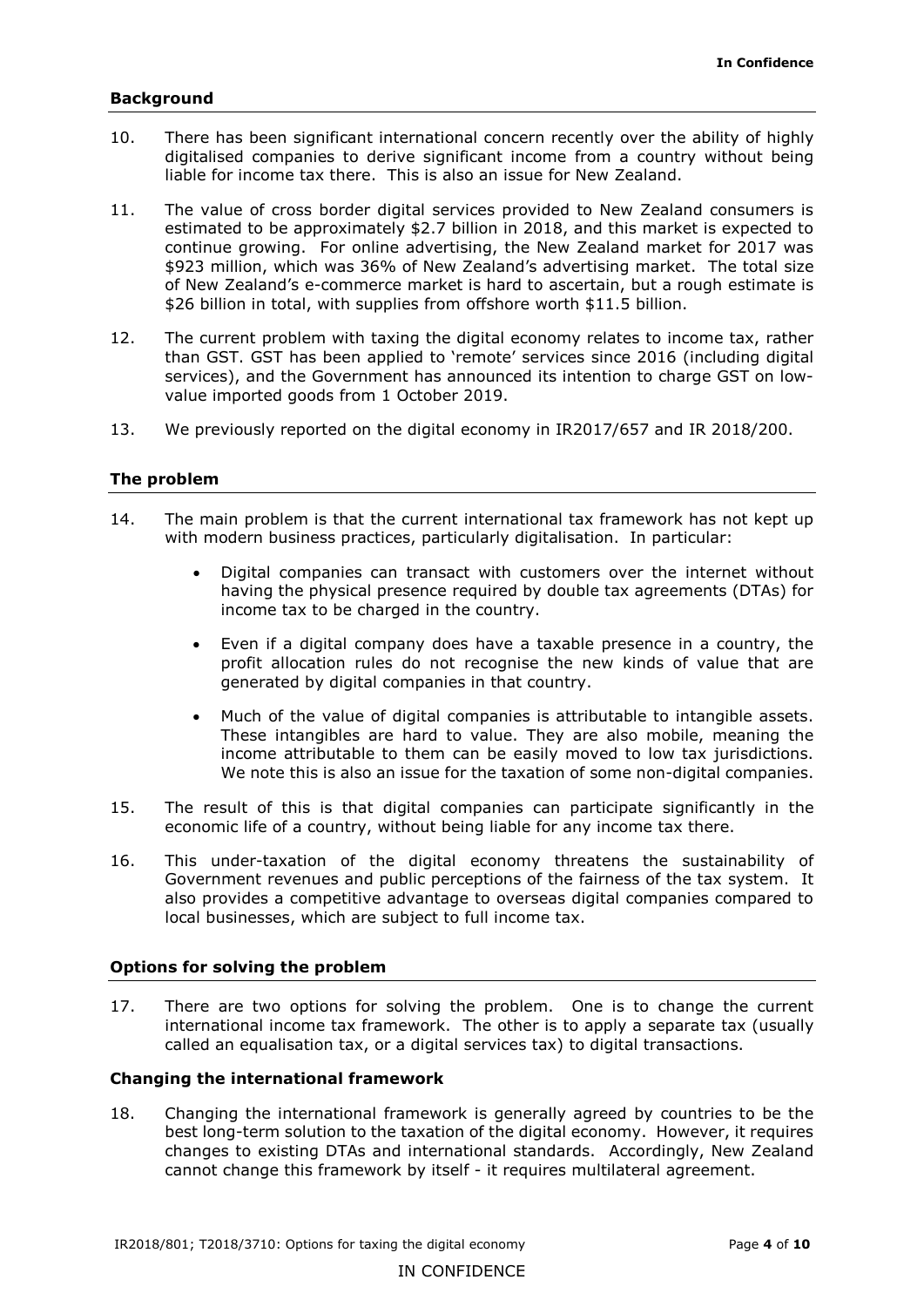## Background

10. There has been significant international concern recently over the ability of highly digitalised companies to derive significant income from a country without being liable for income tax there. This is also an issue for New Zealand.

11. The value of cross border digital services provided to New Zealand consumers is estimated to be approximately $2.7 billion in 2018, and this market is expected to continue growing. For online advertising, the New Zealand market for 2017 was $923 million, which was 36% of New Zealand's advertising market. The total size of New Zealand's e-commerce market is hard to ascertain, but a rough estimate is $26 billion in total, with supplies from offshore worth $11.5 billion.

12. The current problem with taxing the digital economy relates to income tax, rather than GST. GST has been applied to 'remote' services since 2016 (including digital services), and the Government has announced its intention to charge GST on low-value imported goods from 1 October 2019.

13. We previously reported on the digital economy in IR2017/657 and IR 2018/200.

## The problem

14. The main problem is that the current international tax framework has not kept up with modern business practices, particularly digitalisation. In particular:

    - Digital companies can transact with customers over the internet without having the physical presence required by double tax agreements (DTAs) for income tax to be charged in the country.
    - Even if a digital company does have a taxable presence in a country, the profit allocation rules do not recognise the new kinds of value that are generated by digital companies in that country.
    - Much of the value of digital companies is attributable to intangible assets. These intangibles are hard to value. They are also mobile, meaning the income attributable to them can be easily moved to low tax jurisdictions. We note this is also an issue for the taxation of some non-digital companies.

15. The result of this is that digital companies can participate significantly in the economic life of a country, without being liable for any income tax there.

16. This under-taxation of the digital economy threatens the sustainability of Government revenues and public perceptions of the fairness of the tax system. It also provides a competitive advantage to overseas digital companies compared to local businesses, which are subject to full income tax.

## Options for solving the problem

17. There are two options for solving the problem. One is to change the current international income tax framework. The other is to apply a separate tax (usually called an equalisation tax, or a digital services tax) to digital transactions.

### Changing the international framework

18. Changing the international framework is generally agreed by countries to be the best long-term solution to the taxation of the digital economy. However, it requires changes to existing DTAs and international standards. Accordingly, New Zealand cannot change this framework by itself - it requires multilateral agreement.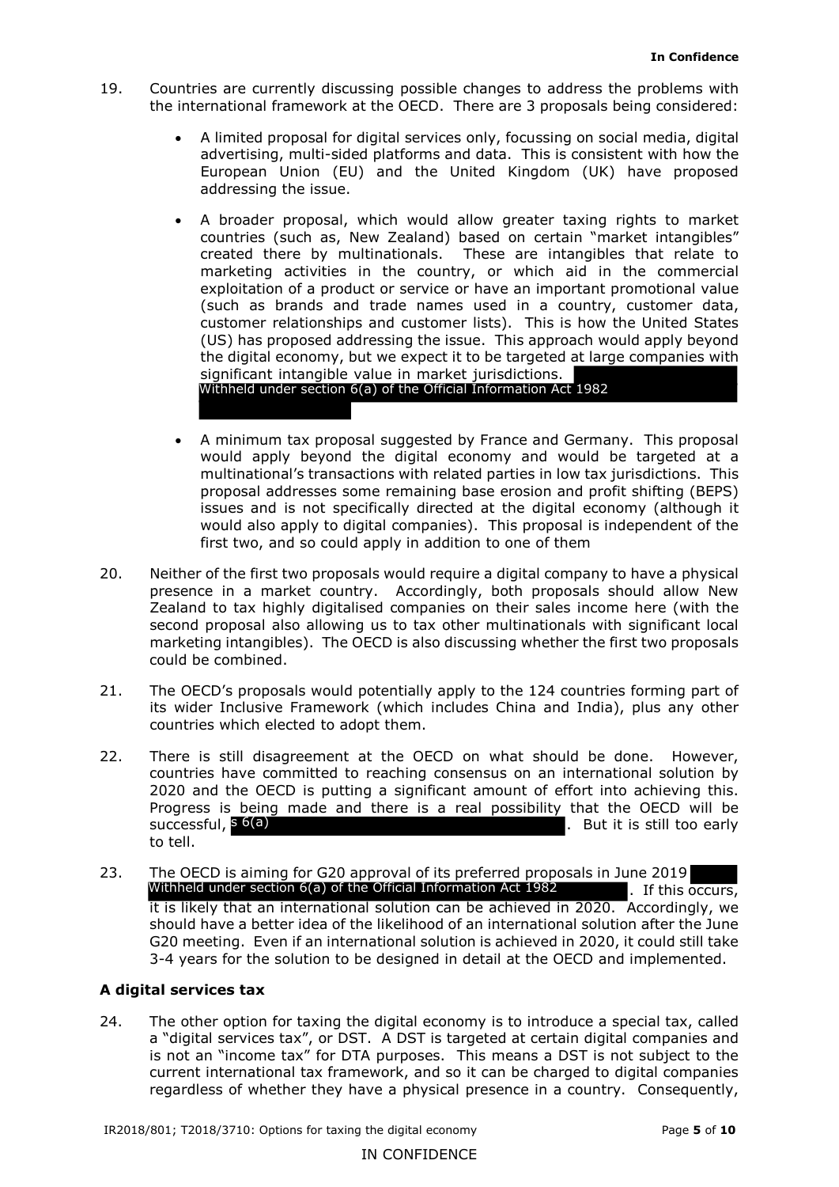19. Countries are currently discussing possible changes to address the problems with the international framework at the OECD. There are 3 proposals being considered:

    - A limited proposal for digital services only, focussing on social media, digital advertising, multi-sided platforms and data. This is consistent with how the European Union (EU) and the United Kingdom (UK) have proposed addressing the issue.

    - A broader proposal, which would allow greater taxing rights to market countries (such as, New Zealand) based on certain "market intangibles" created there by multinationals. These are intangibles that relate to marketing activities in the country, or which aid in the commercial exploitation of a product or service or have an important promotional value (such as brands and trade names used in a country, customer data, customer relationships and customer lists). This is how the United States (US) has proposed addressing the issue. This approach would apply beyond the digital economy, but we expect it to be targeted at large companies with significant intangible value in market jurisdictions. Withheld under section 6(a) of the Official Information Act 1982

    - A minimum tax proposal suggested by France and Germany. This proposal would apply beyond the digital economy and would be targeted at a multinational's transactions with related parties in low tax jurisdictions. This proposal addresses some remaining base erosion and profit shifting (BEPS) issues and is not specifically directed at the digital economy (although it would also apply to digital companies). This proposal is independent of the first two, and so could apply in addition to one of them

20. Neither of the first two proposals would require a digital company to have a physical presence in a market country. Accordingly, both proposals should allow New Zealand to tax highly digitalised companies on their sales income here (with the second proposal also allowing us to tax other multinationals with significant local marketing intangibles). The OECD is also discussing whether the first two proposals could be combined.

21. The OECD's proposals would potentially apply to the 124 countries forming part of its wider Inclusive Framework (which includes China and India), plus any other countries which elected to adopt them.

22. There is still disagreement at the OECD on what should be done. However, countries have committed to reaching consensus on an international solution by 2020 and the OECD is putting a significant amount of effort into achieving this. Progress is being made and there is a real possibility that the OECD will be successful, s 6(a). But it is still too early to tell.

23. The OECD is aiming for G20 approval of its preferred proposals in June 2019 Withheld under section 6(a) of the Official Information Act 1982. If this occurs, it is likely that an international solution can be achieved in 2020. Accordingly, we should have a better idea of the likelihood of an international solution after the June G20 meeting. Even if an international solution is achieved in 2020, it could still take 3-4 years for the solution to be designed in detail at the OECD and implemented.

### A digital services tax

24. The other option for taxing the digital economy is to introduce a special tax, called a "digital services tax", or DST. A DST is targeted at certain digital companies and is not an "income tax" for DTA purposes. This means a DST is not subject to the current international tax framework, and so it can be charged to digital companies regardless of whether they have a physical presence in a country. Consequently,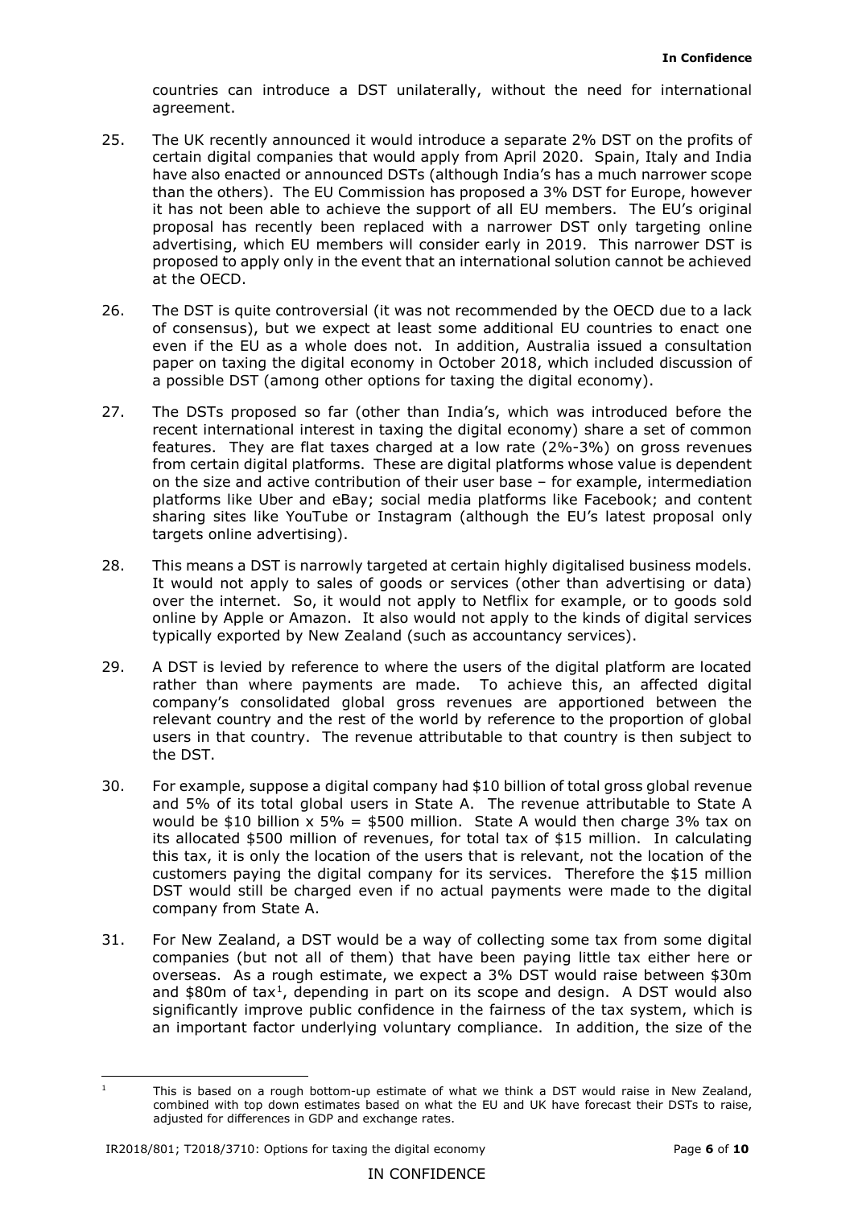countries can introduce a DST unilaterally, without the need for international agreement.

25. The UK recently announced it would introduce a separate 2% DST on the profits of certain digital companies that would apply from April 2020. Spain, Italy and India have also enacted or announced DSTs (although India's has a much narrower scope than the others). The EU Commission has proposed a 3% DST for Europe, however it has not been able to achieve the support of all EU members. The EU's original proposal has recently been replaced with a narrower DST only targeting online advertising, which EU members will consider early in 2019. This narrower DST is proposed to apply only in the event that an international solution cannot be achieved at the OECD.

26. The DST is quite controversial (it was not recommended by the OECD due to a lack of consensus), but we expect at least some additional EU countries to enact one even if the EU as a whole does not. In addition, Australia issued a consultation paper on taxing the digital economy in October 2018, which included discussion of a possible DST (among other options for taxing the digital economy).

27. The DSTs proposed so far (other than India's, which was introduced before the recent international interest in taxing the digital economy) share a set of common features. They are flat taxes charged at a low rate (2%-3%) on gross revenues from certain digital platforms. These are digital platforms whose value is dependent on the size and active contribution of their user base – for example, intermediation platforms like Uber and eBay; social media platforms like Facebook; and content sharing sites like YouTube or Instagram (although the EU's latest proposal only targets online advertising).

28. This means a DST is narrowly targeted at certain highly digitalised business models. It would not apply to sales of goods or services (other than advertising or data) over the internet. So, it would not apply to Netflix for example, or to goods sold online by Apple or Amazon. It also would not apply to the kinds of digital services typically exported by New Zealand (such as accountancy services).

29. A DST is levied by reference to where the users of the digital platform are located rather than where payments are made. To achieve this, an affected digital company's consolidated global gross revenues are apportioned between the relevant country and the rest of the world by reference to the proportion of global users in that country. The revenue attributable to that country is then subject to the DST.

30. For example, suppose a digital company had $10 billion of total gross global revenue and 5% of its total global users in State A. The revenue attributable to State A would be $10 billion x 5% = $500 million. State A would then charge 3% tax on its allocated $500 million of revenues, for total tax of $15 million. In calculating this tax, it is only the location of the users that is relevant, not the location of the customers paying the digital company for its services. Therefore the $15 million DST would still be charged even if no actual payments were made to the digital company from State A.

31. For New Zealand, a DST would be a way of collecting some tax from some digital companies (but not all of them) that have been paying little tax either here or overseas. As a rough estimate, we expect a 3% DST would raise between $30m and $80m of tax[1], depending in part on its scope and design. A DST would also significantly improve public confidence in the fairness of the tax system, which is an important factor underlying voluntary compliance. In addition, the size of the

[1] This is based on a rough bottom-up estimate of what we think a DST would raise in New Zealand, combined with top down estimates based on what the EU and UK have forecast their DSTs to raise, adjusted for differences in GDP and exchange rates.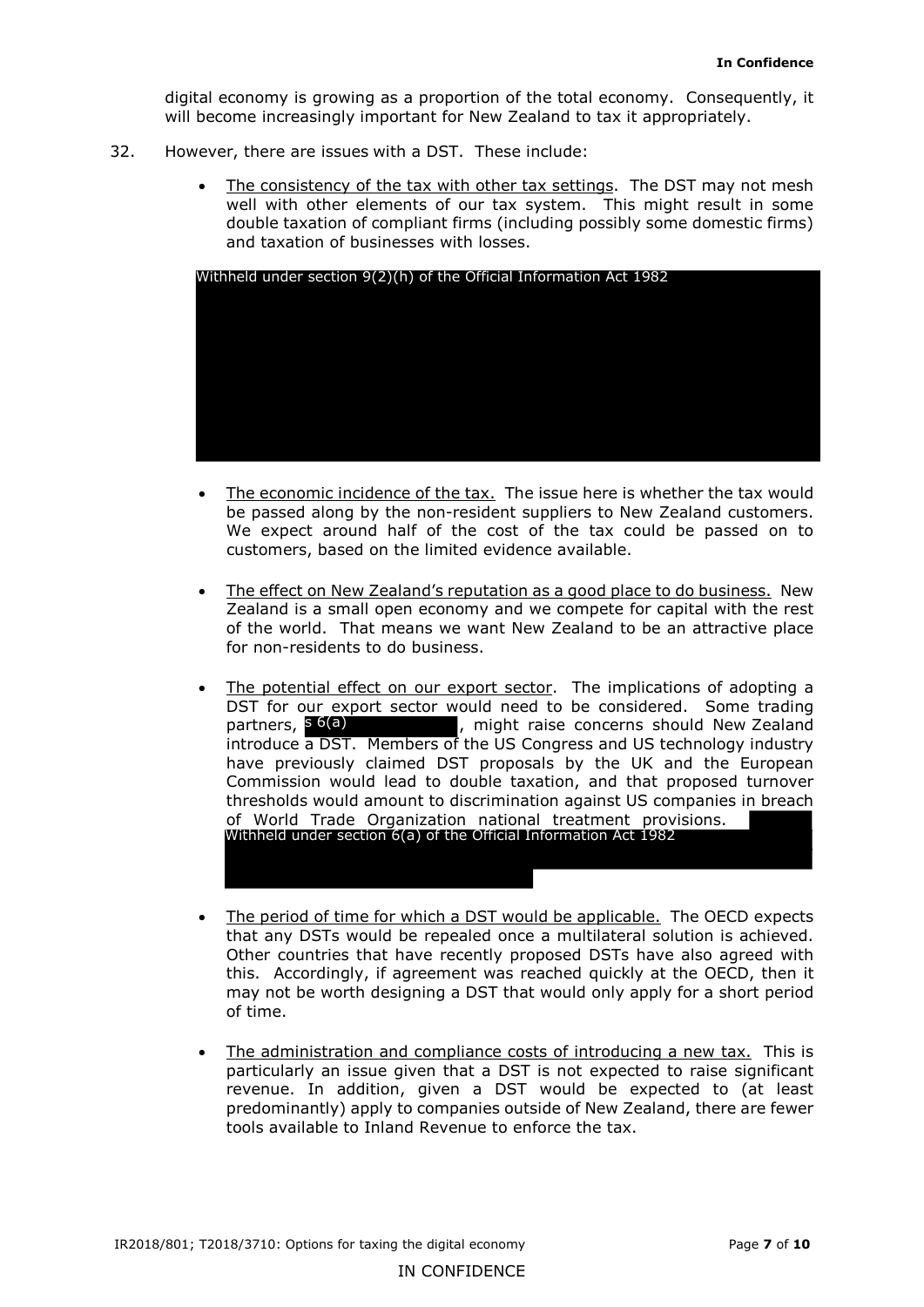digital economy is growing as a proportion of the total economy. Consequently, it will become increasingly important for New Zealand to tax it appropriately.

32. However, there are issues with a DST. These include:

- The consistency of the tax with other tax settings. The DST may not mesh well with other elements of our tax system. This might result in some double taxation of compliant firms (including possibly some domestic firms) and taxation of businesses with losses.

Withheld under section 9(2)(h) of the Official Information Act 1982

- The economic incidence of the tax. The issue here is whether the tax would be passed along by the non-resident suppliers to New Zealand customers. We expect around half of the cost of the tax could be passed on to customers, based on the limited evidence available.

- The effect on New Zealand's reputation as a good place to do business. New Zealand is a small open economy and we compete for capital with the rest of the world. That means we want New Zealand to be an attractive place for non-residents to do business.

- The potential effect on our export sector. The implications of adopting a DST for our export sector would need to be considered. Some trading partners, s 6(a), might raise concerns should New Zealand introduce a DST. Members of the US Congress and US technology industry have previously claimed DST proposals by the UK and the European Commission would lead to double taxation, and that proposed turnover thresholds would amount to discrimination against US companies in breach of World Trade Organization national treatment provisions. Withheld under section 6(a) of the Official Information Act 1982

- The period of time for which a DST would be applicable. The OECD expects that any DSTs would be repealed once a multilateral solution is achieved. Other countries that have recently proposed DSTs have also agreed with this. Accordingly, if agreement was reached quickly at the OECD, then it may not be worth designing a DST that would only apply for a short period of time.

- The administration and compliance costs of introducing a new tax. This is particularly an issue given that a DST is not expected to raise significant revenue. In addition, given a DST would be expected to (at least predominantly) apply to companies outside of New Zealand, there are fewer tools available to Inland Revenue to enforce the tax.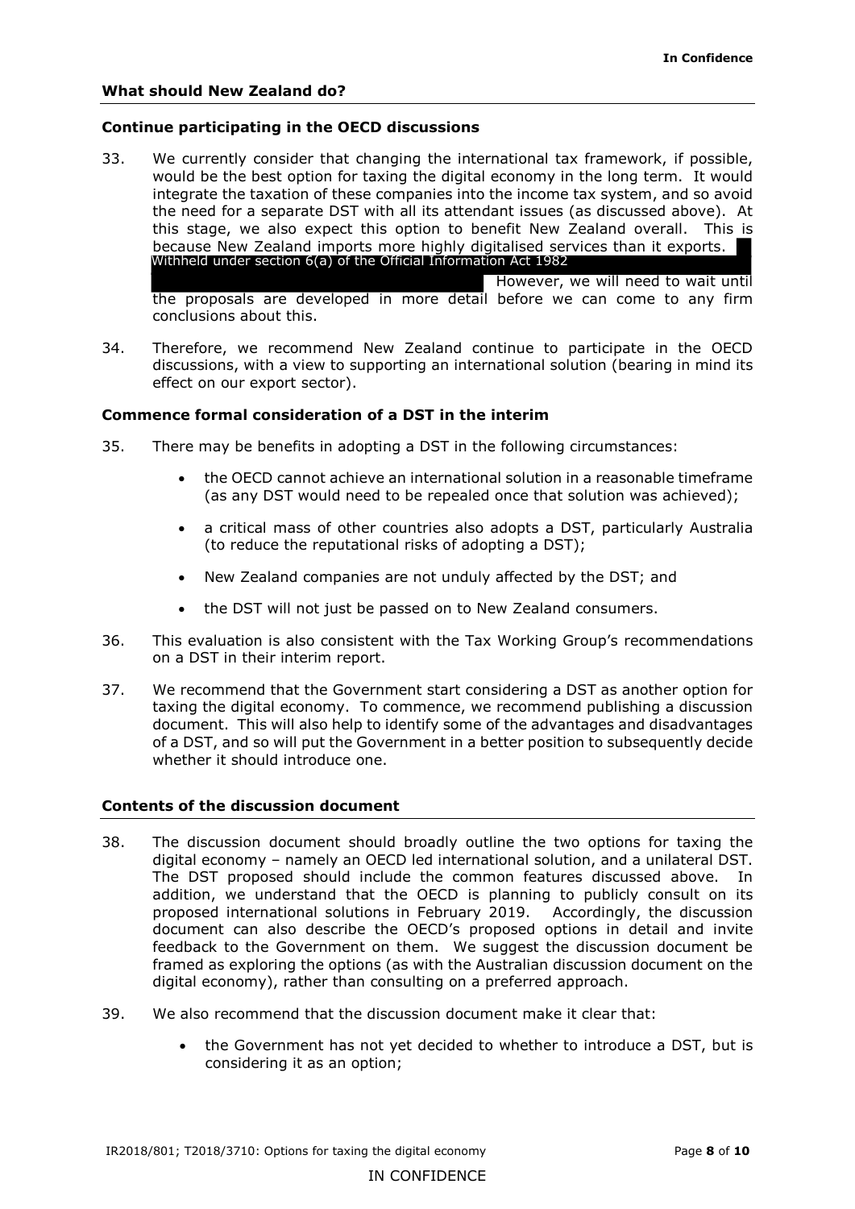## What should New Zealand do?

### Continue participating in the OECD discussions

33. We currently consider that changing the international tax framework, if possible, would be the best option for taxing the digital economy in the long term. It would integrate the taxation of these companies into the income tax system, and so avoid the need for a separate DST with all its attendant issues (as discussed above). At this stage, we also expect this option to benefit New Zealand overall. This is because New Zealand imports more highly digitalised services than it exports. Withheld under section 6(a) of the Official Information Act 1982 However, we will need to wait until the proposals are developed in more detail before we can come to any firm conclusions about this.

34. Therefore, we recommend New Zealand continue to participate in the OECD discussions, with a view to supporting an international solution (bearing in mind its effect on our export sector).

### Commence formal consideration of a DST in the interim

35. There may be benefits in adopting a DST in the following circumstances:

    - the OECD cannot achieve an international solution in a reasonable timeframe (as any DST would need to be repealed once that solution was achieved);
    - a critical mass of other countries also adopts a DST, particularly Australia (to reduce the reputational risks of adopting a DST);
    - New Zealand companies are not unduly affected by the DST; and
    - the DST will not just be passed on to New Zealand consumers.

36. This evaluation is also consistent with the Tax Working Group's recommendations on a DST in their interim report.

37. We recommend that the Government start considering a DST as another option for taxing the digital economy. To commence, we recommend publishing a discussion document. This will also help to identify some of the advantages and disadvantages of a DST, and so will put the Government in a better position to subsequently decide whether it should introduce one.

## Contents of the discussion document

38. The discussion document should broadly outline the two options for taxing the digital economy – namely an OECD led international solution, and a unilateral DST. The DST proposed should include the common features discussed above. In addition, we understand that the OECD is planning to publicly consult on its proposed international solutions in February 2019. Accordingly, the discussion document can also describe the OECD's proposed options in detail and invite feedback to the Government on them. We suggest the discussion document be framed as exploring the options (as with the Australian discussion document on the digital economy), rather than consulting on a preferred approach.

39. We also recommend that the discussion document make it clear that:

    - the Government has not yet decided to whether to introduce a DST, but is considering it as an option;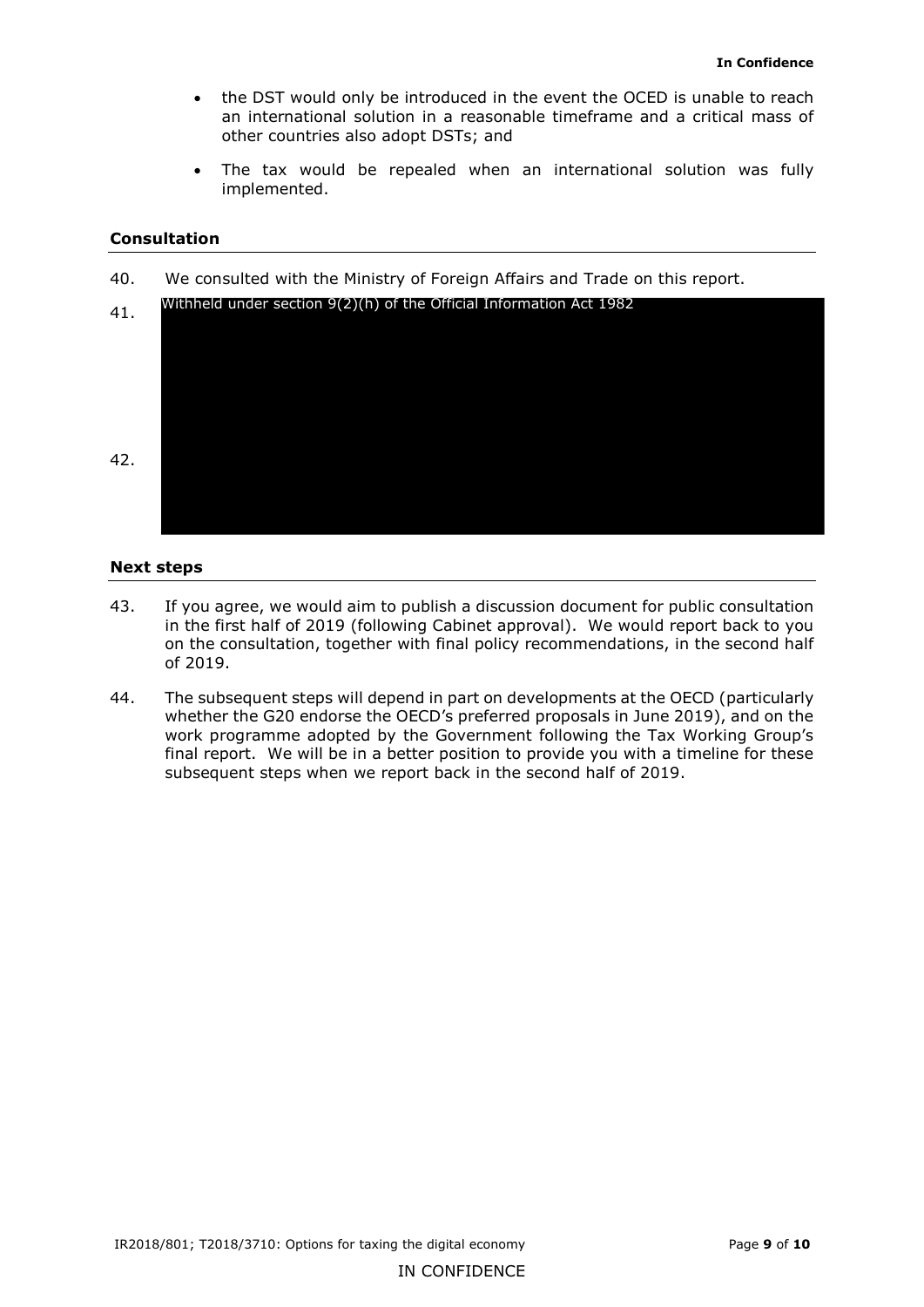- the DST would only be introduced in the event the OCED is unable to reach an international solution in a reasonable timeframe and a critical mass of other countries also adopt DSTs; and
- The tax would be repealed when an international solution was fully implemented.

## Consultation

40. We consulted with the Ministry of Foreign Affairs and Trade on this report.

41. Withheld under section 9(2)(h) of the Official Information Act 1982

42. 

## Next steps

43. If you agree, we would aim to publish a discussion document for public consultation in the first half of 2019 (following Cabinet approval). We would report back to you on the consultation, together with final policy recommendations, in the second half of 2019.

44. The subsequent steps will depend in part on developments at the OECD (particularly whether the G20 endorse the OECD's preferred proposals in June 2019), and on the work programme adopted by the Government following the Tax Working Group's final report. We will be in a better position to provide you with a timeline for these subsequent steps when we report back in the second half of 2019.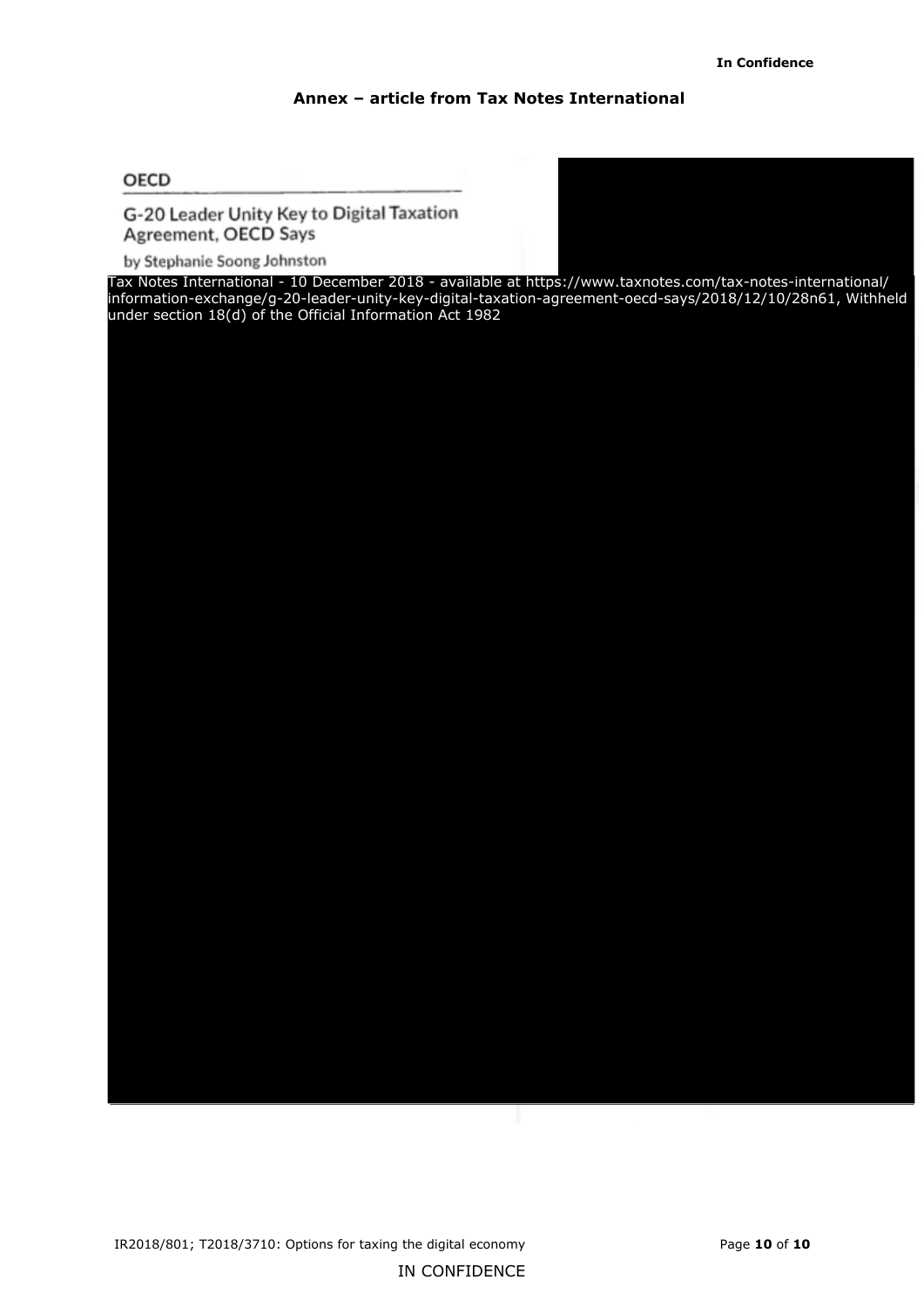## Annex – article from Tax Notes International

OECD

G-20 Leader Unity Key to Digital Taxation Agreement, OECD Says

by Stephanie Soong Johnston

Tax Notes International - 10 December 2018 - available at https://www.taxnotes.com/tax-notes-international/information-exchange/g-20-leader-unity-key-digital-taxation-agreement-oecd-says/2018/12/10/28n61, Withheld under section 18(d) of the Official Information Act 1982